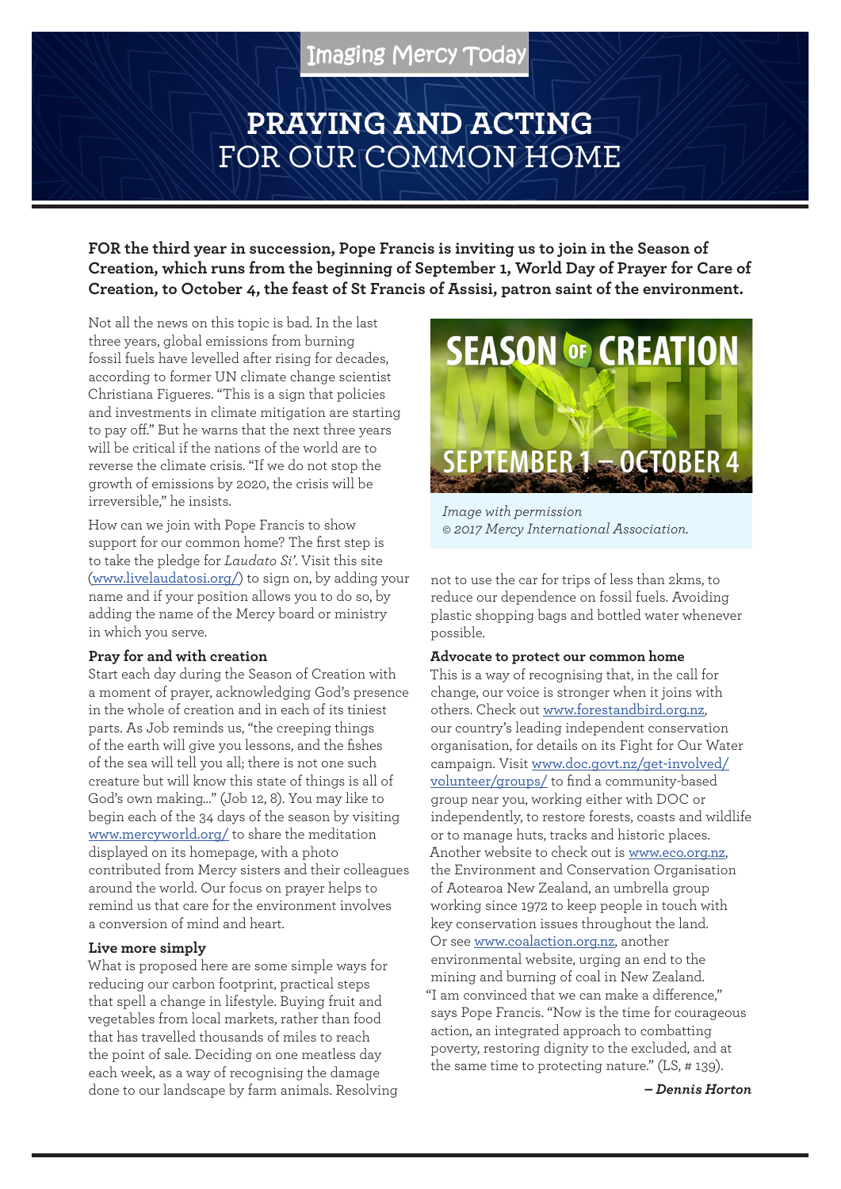Imaging Mercy Today

# PRAYING AND ACTING FOR OUR COMMON HOME

**FOR the third year in succession, Pope Francis is inviting us to join in the Season of Creation, which runs from the beginning of September 1, World Day of Prayer for Care of Creation, to October 4, the feast of St Francis of Assisi, patron saint of the environment.**

Not all the news on this topic is bad. In the last three years, global emissions from burning fossil fuels have levelled after rising for decades, according to former UN climate change scientist Christiana Figueres. "This is a sign that policies and investments in climate mitigation are starting to pay off." But he warns that the next three years will be critical if the nations of the world are to reverse the climate crisis. "If we do not stop the growth of emissions by 2020, the crisis will be irreversible," he insists.

How can we join with Pope Francis to show support for our common home? The first step is to take the pledge for *Laudato Si'*. Visit this site (www.livelaudatosi.org/) to sign on, by adding your name and if your position allows you to do so, by adding the name of the Mercy board or ministry in which you serve.

SEASON OF CREATION MONTH SEPTEMBER 1 – OCTOBER 4

*Image with permission © 2017 Mercy International Association.*

### Pray for and with creation

Start each day during the Season of Creation with a moment of prayer, acknowledging God's presence in the whole of creation and in each of its tiniest parts. As Job reminds us, "the creeping things of the earth will give you lessons, and the fishes of the sea will tell you all; there is not one such creature but will know this state of things is all of God's own making..." (Job 12, 8). You may like to begin each of the 34 days of the season by visiting www.mercyworld.org/ to share the meditation displayed on its homepage, with a photo contributed from Mercy sisters and their colleagues around the world. Our focus on prayer helps to remind us that care for the environment involves a conversion of mind and heart.

### Live more simply

What is proposed here are some simple ways for reducing our carbon footprint, practical steps that spell a change in lifestyle. Buying fruit and vegetables from local markets, rather than food that has travelled thousands of miles to reach the point of sale. Deciding on one meatless day each week, as a way of recognising the damage done to our landscape by farm animals. Resolving not to use the car for trips of less than 2kms, to reduce our dependence on fossil fuels. Avoiding plastic shopping bags and bottled water whenever possible.

### Advocate to protect our common home

This is a way of recognising that, in the call for change, our voice is stronger when it joins with others. Check out www.forestandbird.org.nz, our country's leading independent conservation organisation, for details on its Fight for Our Water campaign. Visit www.doc.govt.nz/get-involved/volunteer/groups/ to find a community-based group near you, working either with DOC or independently, to restore forests, coasts and wildlife or to manage huts, tracks and historic places. Another website to check out is www.eco.org.nz, the Environment and Conservation Organisation of Aotearoa New Zealand, an umbrella group working since 1972 to keep people in touch with key conservation issues throughout the land. Or see www.coalaction.org.nz, another environmental website, urging an end to the mining and burning of coal in New Zealand.

"I am convinced that we can make a difference," says Pope Francis. "Now is the time for courageous action, an integrated approach to combatting poverty, restoring dignity to the excluded, and at the same time to protecting nature." (LS, # 139).

***– Dennis Horton***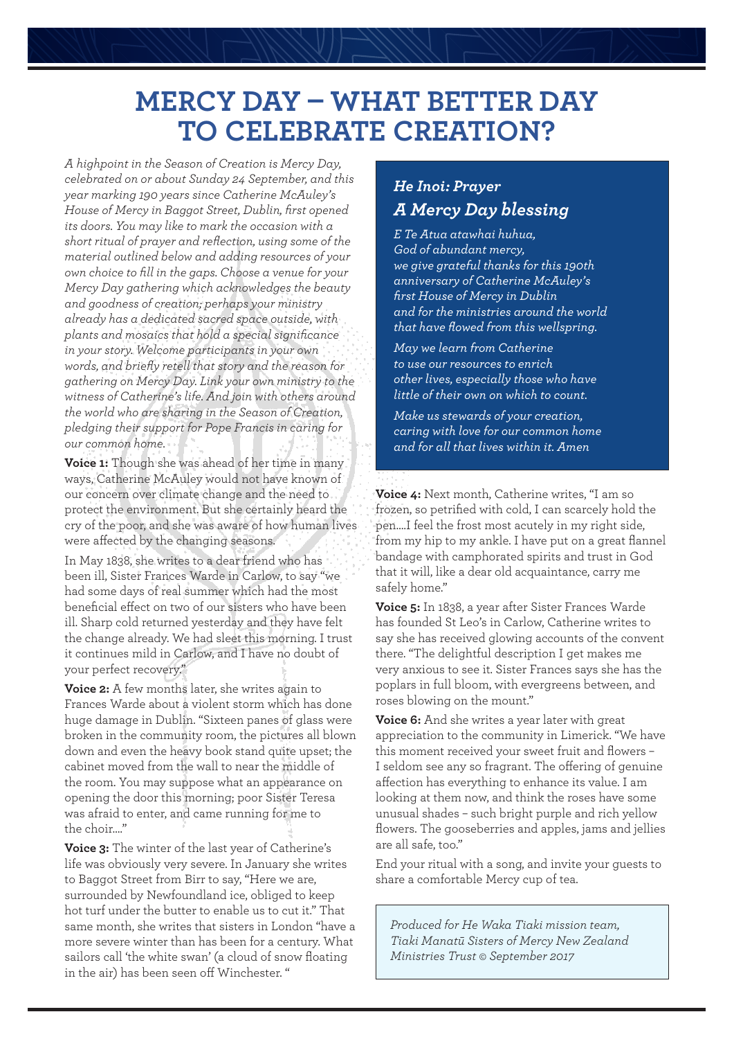# MERCY DAY – WHAT BETTER DAY TO CELEBRATE CREATION?

*A highpoint in the Season of Creation is Mercy Day, celebrated on or about Sunday 24 September, and this year marking 190 years since Catherine McAuley's House of Mercy in Baggot Street, Dublin, first opened its doors. You may like to mark the occasion with a short ritual of prayer and reflection, using some of the material outlined below and adding resources of your own choice to fill in the gaps. Choose a venue for your Mercy Day gathering which acknowledges the beauty and goodness of creation; perhaps your ministry already has a dedicated sacred space outside, with plants and mosaics that hold a special significance in your story. Welcome participants in your own words, and briefly retell that story and the reason for gathering on Mercy Day. Link your own ministry to the witness of Catherine's life. And join with others around the world who are sharing in the Season of Creation, pledging their support for Pope Francis in caring for our common home.*

**Voice 1:** Though she was ahead of her time in many ways, Catherine McAuley would not have known of our concern over climate change and the need to protect the environment. But she certainly heard the cry of the poor, and she was aware of how human lives were affected by the changing seasons.

In May 1838, she writes to a dear friend who has been ill, Sister Frances Warde in Carlow, to say "we had some days of real summer which had the most beneficial effect on two of our sisters who have been ill. Sharp cold returned yesterday and they have felt the change already. We had sleet this morning. I trust it continues mild in Carlow, and I have no doubt of your perfect recovery."

**Voice 2:** A few months later, she writes again to Frances Warde about a violent storm which has done huge damage in Dublin. "Sixteen panes of glass were broken in the community room, the pictures all blown down and even the heavy book stand quite upset; the cabinet moved from the wall to near the middle of the room. You may suppose what an appearance on opening the door this morning; poor Sister Teresa was afraid to enter, and came running for me to the choir...."

**Voice 3:** The winter of the last year of Catherine's life was obviously very severe. In January she writes to Baggot Street from Birr to say, "Here we are, surrounded by Newfoundland ice, obliged to keep hot turf under the butter to enable us to cut it." That same month, she writes that sisters in London "have a more severe winter than has been for a century. What sailors call 'the white swan' (a cloud of snow floating in the air) has been seen off Winchester. "

## *He Inoi: Prayer*
## *A Mercy Day blessing*

*E Te Atua atawhai huhua,*
*God of abundant mercy,*
*we give grateful thanks for this 190th anniversary of Catherine McAuley's first House of Mercy in Dublin*
*and for the ministries around the world that have flowed from this wellspring.*

*May we learn from Catherine*
*to use our resources to enrich*
*other lives, especially those who have little of their own on which to count.*

*Make us stewards of your creation,*
*caring with love for our common home*
*and for all that lives within it. Amen*

**Voice 4:** Next month, Catherine writes, "I am so frozen, so petrified with cold, I can scarcely hold the pen....I feel the frost most acutely in my right side, from my hip to my ankle. I have put on a great flannel bandage with camphorated spirits and trust in God that it will, like a dear old acquaintance, carry me safely home."

**Voice 5:** In 1838, a year after Sister Frances Warde has founded St Leo's in Carlow, Catherine writes to say she has received glowing accounts of the convent there. "The delightful description I get makes me very anxious to see it. Sister Frances says she has the poplars in full bloom, with evergreens between, and roses blowing on the mount."

**Voice 6:** And she writes a year later with great appreciation to the community in Limerick. "We have this moment received your sweet fruit and flowers – I seldom see any so fragrant. The offering of genuine affection has everything to enhance its value. I am looking at them now, and think the roses have some unusual shades – such bright purple and rich yellow flowers. The gooseberries and apples, jams and jellies are all safe, too."

End your ritual with a song, and invite your guests to share a comfortable Mercy cup of tea.

*Produced for He Waka Tiaki mission team, Tiaki Manatū Sisters of Mercy New Zealand Ministries Trust © September 2017*